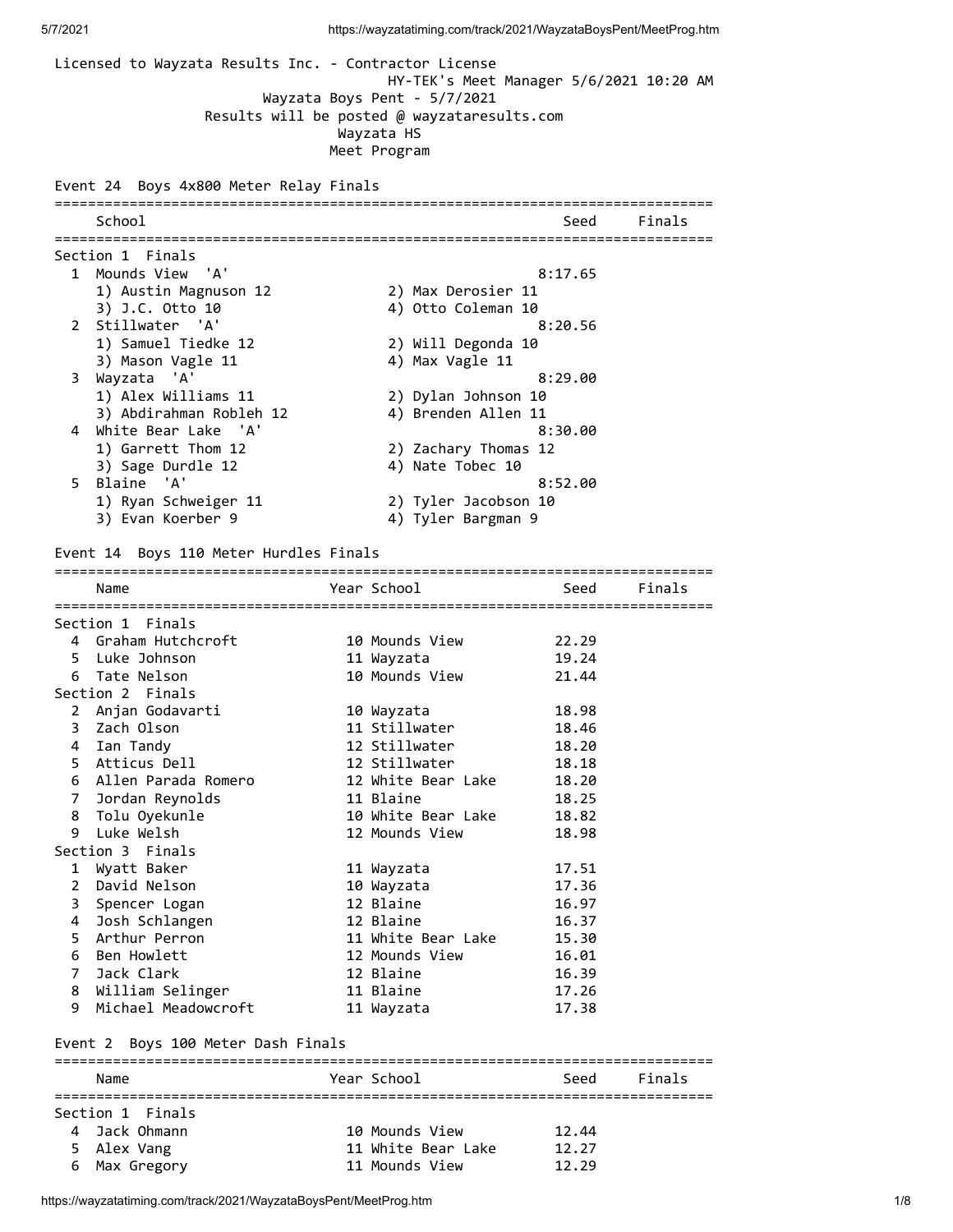Licensed to Wayzata Results Inc. - Contractor License

HY-TEK's Meet Manager 5/6/2021 10:20 AM

Wayzata Boys Pent - 5/7/2021

Results will be posted @ wayzataresults.com

Wayzata HS

Meet Program

## Event 24 Boys 4x800 Meter Relay Finals

**Section 1 Finals**

| | School | Seed | Finals |
|---|---|---|---|
| 1 | Mounds View 'A' | 8:17.65 | |
| | 1) Austin Magnuson 12, 2) Max Derosier 11, 3) J.C. Otto 10, 4) Otto Coleman 10 | | |
| 2 | Stillwater 'A' | 8:20.56 | |
| | 1) Samuel Tiedke 12, 2) Will Degonda 10, 3) Mason Vagle 11, 4) Max Vagle 11 | | |
| 3 | Wayzata 'A' | 8:29.00 | |
| | 1) Alex Williams 11, 2) Dylan Johnson 10, 3) Abdirahman Robleh 12, 4) Brenden Allen 11 | | |
| 4 | White Bear Lake 'A' | 8:30.00 | |
| | 1) Garrett Thom 12, 2) Zachary Thomas 12, 3) Sage Durdle 12, 4) Nate Tobec 10 | | |
| 5 | Blaine 'A' | 8:52.00 | |
| | 1) Ryan Schweiger 11, 2) Tyler Jacobson 10, 3) Evan Koerber 9, 4) Tyler Bargman 9 | | |

## Event 14 Boys 110 Meter Hurdles Finals

| | Name | Year | School | Seed | Finals |
|---|---|---|---|---|---|
| **Section 1 Finals** | | | | | |
| 4 | Graham Hutchcroft | 10 | Mounds View | 22.29 | |
| 5 | Luke Johnson | 11 | Wayzata | 19.24 | |
| 6 | Tate Nelson | 10 | Mounds View | 21.44 | |
| **Section 2 Finals** | | | | | |
| 2 | Anjan Godavarti | 10 | Wayzata | 18.98 | |
| 3 | Zach Olson | 11 | Stillwater | 18.46 | |
| 4 | Ian Tandy | 12 | Stillwater | 18.20 | |
| 5 | Atticus Dell | 12 | Stillwater | 18.18 | |
| 6 | Allen Parada Romero | 12 | White Bear Lake | 18.20 | |
| 7 | Jordan Reynolds | 11 | Blaine | 18.25 | |
| 8 | Tolu Oyekunle | 10 | White Bear Lake | 18.82 | |
| 9 | Luke Welsh | 12 | Mounds View | 18.98 | |
| **Section 3 Finals** | | | | | |
| 1 | Wyatt Baker | 11 | Wayzata | 17.51 | |
| 2 | David Nelson | 10 | Wayzata | 17.36 | |
| 3 | Spencer Logan | 12 | Blaine | 16.97 | |
| 4 | Josh Schlangen | 12 | Blaine | 16.37 | |
| 5 | Arthur Perron | 11 | White Bear Lake | 15.30 | |
| 6 | Ben Howlett | 12 | Mounds View | 16.01 | |
| 7 | Jack Clark | 12 | Blaine | 16.39 | |
| 8 | William Selinger | 11 | Blaine | 17.26 | |
| 9 | Michael Meadowcroft | 11 | Wayzata | 17.38 | |

## Event 2 Boys 100 Meter Dash Finals

| | Name | Year | School | Seed | Finals |
|---|---|---|---|---|---|
| **Section 1 Finals** | | | | | |
| 4 | Jack Ohmann | 10 | Mounds View | 12.44 | |
| 5 | Alex Vang | 11 | White Bear Lake | 12.27 | |
| 6 | Max Gregory | 11 | Mounds View | 12.29 | |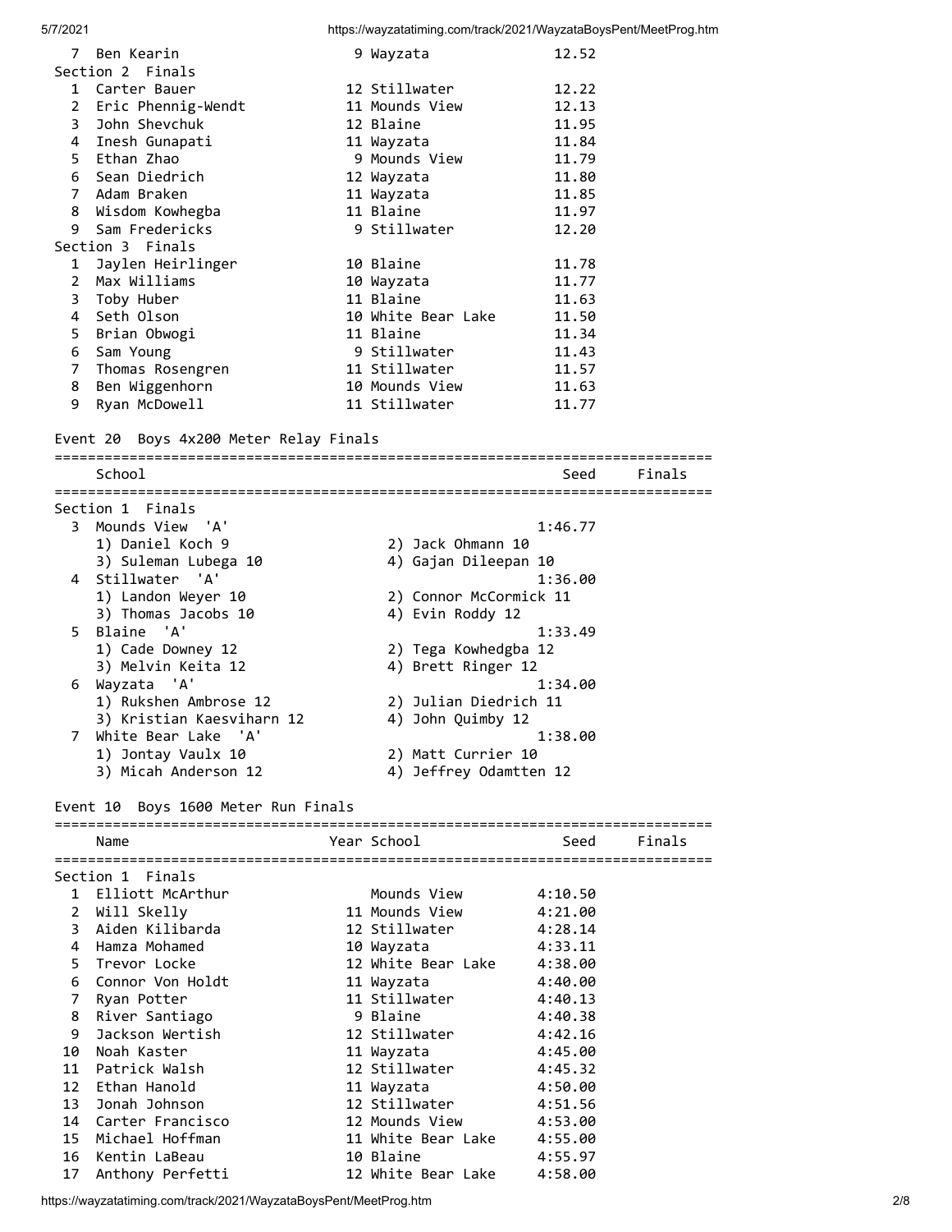| | Name | Year | School | Seed | Finals |
|---|---|---|---|---|---|
| 7 | Ben Kearin | 9 | Wayzata | 12.52 | |

**Section 2 Finals**

| | Name | Year | School | Seed | Finals |
|---|---|---|---|---|---|
| 1 | Carter Bauer | 12 | Stillwater | 12.22 | |
| 2 | Eric Phennig-Wendt | 11 | Mounds View | 12.13 | |
| 3 | John Shevchuk | 12 | Blaine | 11.95 | |
| 4 | Inesh Gunapati | 11 | Wayzata | 11.84 | |
| 5 | Ethan Zhao | 9 | Mounds View | 11.79 | |
| 6 | Sean Diedrich | 12 | Wayzata | 11.80 | |
| 7 | Adam Braken | 11 | Wayzata | 11.85 | |
| 8 | Wisdom Kowhegba | 11 | Blaine | 11.97 | |
| 9 | Sam Fredericks | 9 | Stillwater | 12.20 | |

**Section 3 Finals**

| | Name | Year | School | Seed | Finals |
|---|---|---|---|---|---|
| 1 | Jaylen Heirlinger | 10 | Blaine | 11.78 | |
| 2 | Max Williams | 10 | Wayzata | 11.77 | |
| 3 | Toby Huber | 11 | Blaine | 11.63 | |
| 4 | Seth Olson | 10 | White Bear Lake | 11.50 | |
| 5 | Brian Obwogi | 11 | Blaine | 11.34 | |
| 6 | Sam Young | 9 | Stillwater | 11.43 | |
| 7 | Thomas Rosengren | 11 | Stillwater | 11.57 | |
| 8 | Ben Wiggenhorn | 10 | Mounds View | 11.63 | |
| 9 | Ryan McDowell | 11 | Stillwater | 11.77 | |

## Event 20 Boys 4x200 Meter Relay Finals

**Section 1 Finals**

| | School | Seed | Finals |
|---|---|---|---|
| 3 | Mounds View 'A' | 1:46.77 | |
| | 1) Daniel Koch 9; 2) Jack Ohmann 10; 3) Suleman Lubega 10; 4) Gajan Dileepan 10 | | |
| 4 | Stillwater 'A' | 1:36.00 | |
| | 1) Landon Weyer 10; 2) Connor McCormick 11; 3) Thomas Jacobs 10; 4) Evin Roddy 12 | | |
| 5 | Blaine 'A' | 1:33.49 | |
| | 1) Cade Downey 12; 2) Tega Kowhedgba 12; 3) Melvin Keita 12; 4) Brett Ringer 12 | | |
| 6 | Wayzata 'A' | 1:34.00 | |
| | 1) Rukshen Ambrose 12; 2) Julian Diedrich 11; 3) Kristian Kaesviharn 12; 4) John Quimby 12 | | |
| 7 | White Bear Lake 'A' | 1:38.00 | |
| | 1) Jontay Vaulx 10; 2) Matt Currier 10; 3) Micah Anderson 12; 4) Jeffrey Odamtten 12 | | |

## Event 10 Boys 1600 Meter Run Finals

**Section 1 Finals**

| | Name | Year | School | Seed | Finals |
|---|---|---|---|---|---|
| 1 | Elliott McArthur | | Mounds View | 4:10.50 | |
| 2 | Will Skelly | 11 | Mounds View | 4:21.00 | |
| 3 | Aiden Kilibarda | 12 | Stillwater | 4:28.14 | |
| 4 | Hamza Mohamed | 10 | Wayzata | 4:33.11 | |
| 5 | Trevor Locke | 12 | White Bear Lake | 4:38.00 | |
| 6 | Connor Von Holdt | 11 | Wayzata | 4:40.00 | |
| 7 | Ryan Potter | 11 | Stillwater | 4:40.13 | |
| 8 | River Santiago | 9 | Blaine | 4:40.38 | |
| 9 | Jackson Wertish | 12 | Stillwater | 4:42.16 | |
| 10 | Noah Kaster | 11 | Wayzata | 4:45.00 | |
| 11 | Patrick Walsh | 12 | Stillwater | 4:45.32 | |
| 12 | Ethan Hanold | 11 | Wayzata | 4:50.00 | |
| 13 | Jonah Johnson | 12 | Stillwater | 4:51.56 | |
| 14 | Carter Francisco | 12 | Mounds View | 4:53.00 | |
| 15 | Michael Hoffman | 11 | White Bear Lake | 4:55.00 | |
| 16 | Kentin LaBeau | 10 | Blaine | 4:55.97 | |
| 17 | Anthony Perfetti | 12 | White Bear Lake | 4:58.00 | |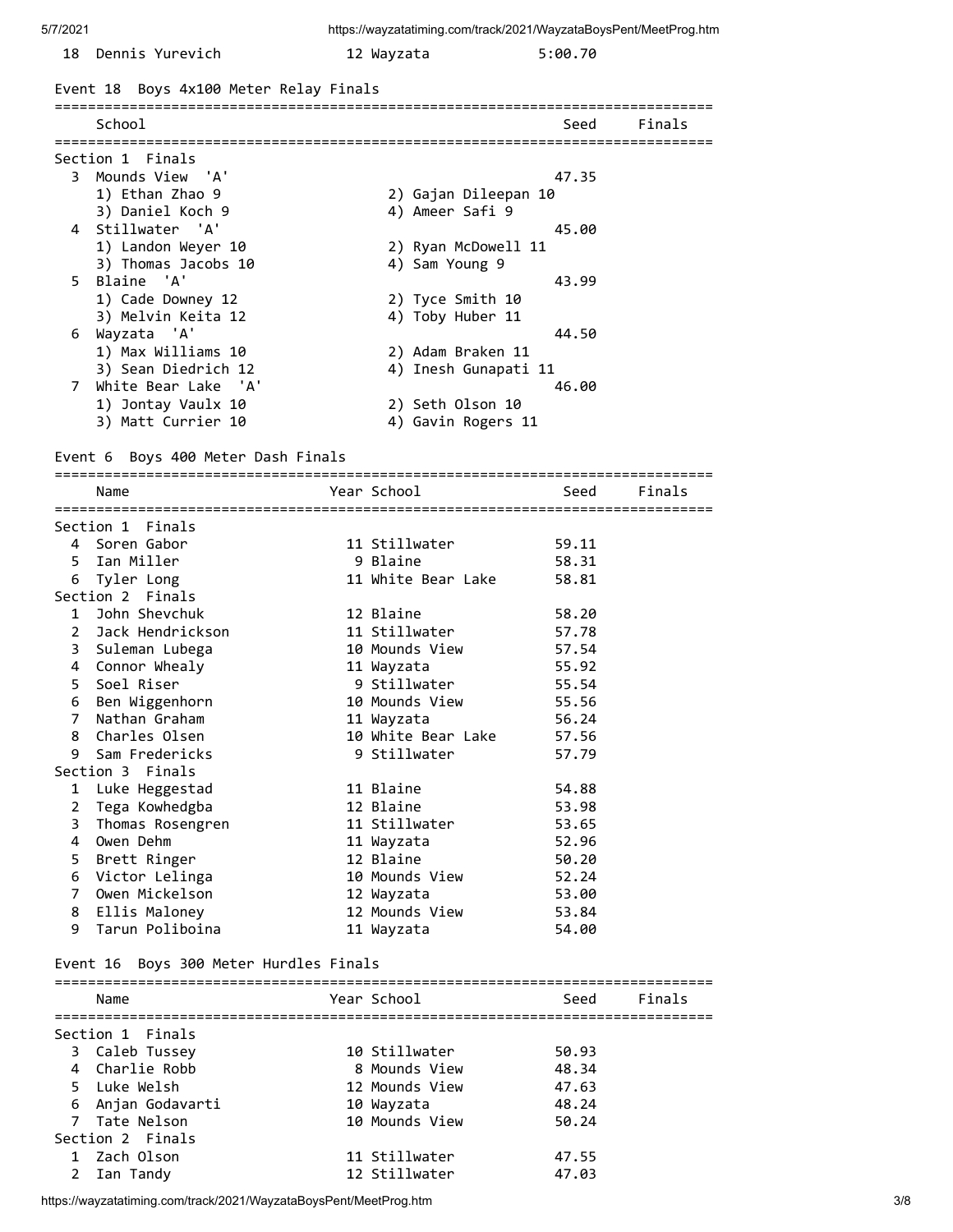| | Name | Year | School | Seed |
|---|---|---|---|---|
| 18 | Dennis Yurevich | 12 | Wayzata | 5:00.70 |

## Event 18 Boys 4x100 Meter Relay Finals

| | School | Seed | Finals |
|---|---|---|---|
| **Section 1 Finals** | | | |
| 3 | Mounds View 'A' | 47.35 | |
| | 1) Ethan Zhao 9, 2) Gajan Dileepan 10, 3) Daniel Koch 9, 4) Ameer Safi 9 | | |
| 4 | Stillwater 'A' | 45.00 | |
| | 1) Landon Weyer 10, 2) Ryan McDowell 11, 3) Thomas Jacobs 10, 4) Sam Young 9 | | |
| 5 | Blaine 'A' | 43.99 | |
| | 1) Cade Downey 12, 2) Tyce Smith 10, 3) Melvin Keita 12, 4) Toby Huber 11 | | |
| 6 | Wayzata 'A' | 44.50 | |
| | 1) Max Williams 10, 2) Adam Braken 11, 3) Sean Diedrich 12, 4) Inesh Gunapati 11 | | |
| 7 | White Bear Lake 'A' | 46.00 | |
| | 1) Jontay Vaulx 10, 2) Seth Olson 10, 3) Matt Currier 10, 4) Gavin Rogers 11 | | |

## Event 6 Boys 400 Meter Dash Finals

| | Name | Year | School | Seed | Finals |
|---|---|---|---|---|---|
| **Section 1 Finals** | | | | | |
| 4 | Soren Gabor | 11 | Stillwater | 59.11 | |
| 5 | Ian Miller | 9 | Blaine | 58.31 | |
| 6 | Tyler Long | 11 | White Bear Lake | 58.81 | |
| **Section 2 Finals** | | | | | |
| 1 | John Shevchuk | 12 | Blaine | 58.20 | |
| 2 | Jack Hendrickson | 11 | Stillwater | 57.78 | |
| 3 | Suleman Lubega | 10 | Mounds View | 57.54 | |
| 4 | Connor Whealy | 11 | Wayzata | 55.92 | |
| 5 | Soel Riser | 9 | Stillwater | 55.54 | |
| 6 | Ben Wiggenhorn | 10 | Mounds View | 55.56 | |
| 7 | Nathan Graham | 11 | Wayzata | 56.24 | |
| 8 | Charles Olsen | 10 | White Bear Lake | 57.56 | |
| 9 | Sam Fredericks | 9 | Stillwater | 57.79 | |
| **Section 3 Finals** | | | | | |
| 1 | Luke Heggestad | 11 | Blaine | 54.88 | |
| 2 | Tega Kowhedgba | 12 | Blaine | 53.98 | |
| 3 | Thomas Rosengren | 11 | Stillwater | 53.65 | |
| 4 | Owen Dehm | 11 | Wayzata | 52.96 | |
| 5 | Brett Ringer | 12 | Blaine | 50.20 | |
| 6 | Victor Lelinga | 10 | Mounds View | 52.24 | |
| 7 | Owen Mickelson | 12 | Wayzata | 53.00 | |
| 8 | Ellis Maloney | 12 | Mounds View | 53.84 | |
| 9 | Tarun Poliboina | 11 | Wayzata | 54.00 | |

## Event 16 Boys 300 Meter Hurdles Finals

| | Name | Year | School | Seed | Finals |
|---|---|---|---|---|---|
| **Section 1 Finals** | | | | | |
| 3 | Caleb Tussey | 10 | Stillwater | 50.93 | |
| 4 | Charlie Robb | 8 | Mounds View | 48.34 | |
| 5 | Luke Welsh | 12 | Mounds View | 47.63 | |
| 6 | Anjan Godavarti | 10 | Wayzata | 48.24 | |
| 7 | Tate Nelson | 10 | Mounds View | 50.24 | |
| **Section 2 Finals** | | | | | |
| 1 | Zach Olson | 11 | Stillwater | 47.55 | |
| 2 | Ian Tandy | 12 | Stillwater | 47.03 | |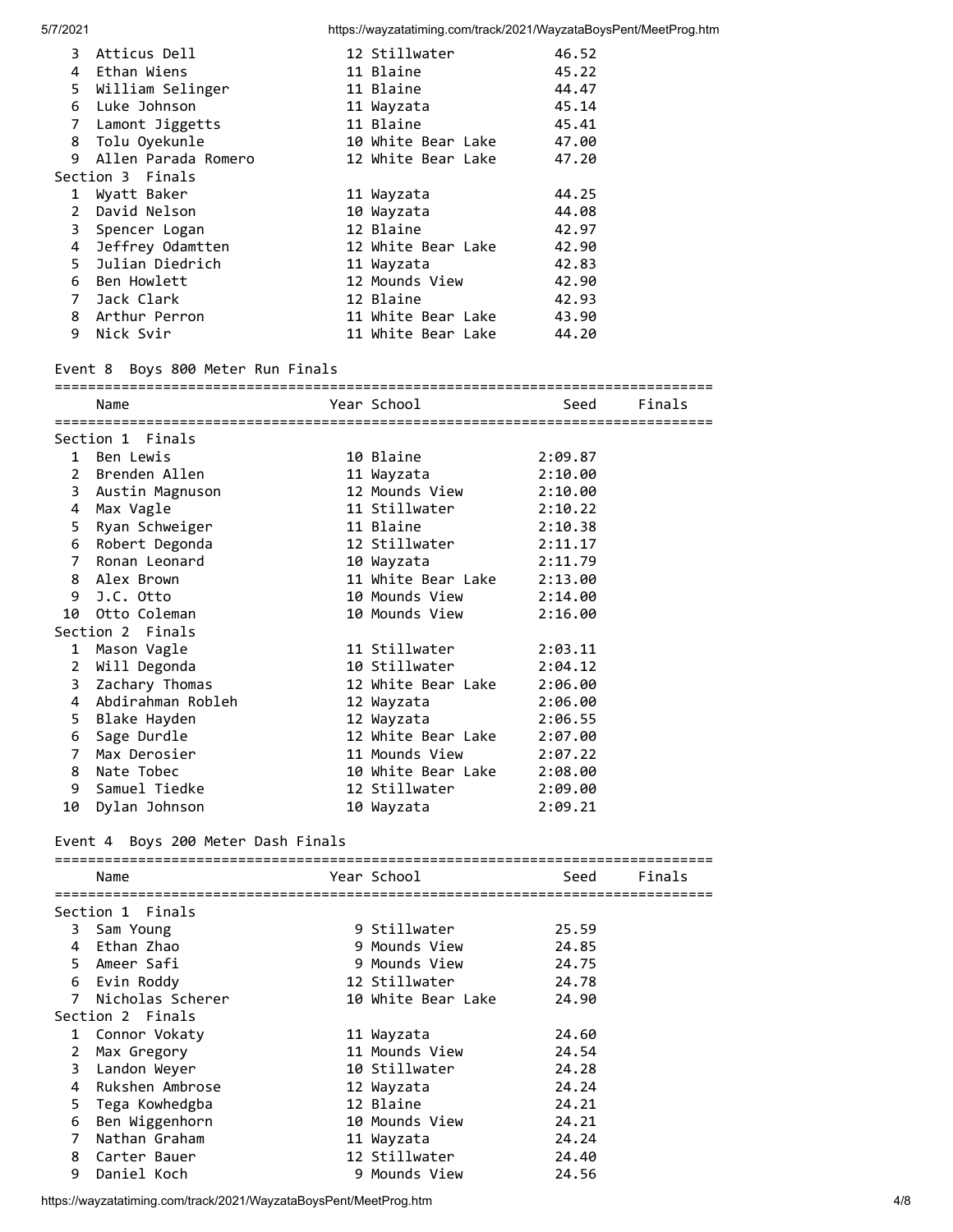| | Name | Year | School | Seed | Finals |
|---|---|---|---|---|---|
| 3 | Atticus Dell | 12 | Stillwater | 46.52 | |
| 4 | Ethan Wiens | 11 | Blaine | 45.22 | |
| 5 | William Selinger | 11 | Blaine | 44.47 | |
| 6 | Luke Johnson | 11 | Wayzata | 45.14 | |
| 7 | Lamont Jiggetts | 11 | Blaine | 45.41 | |
| 8 | Tolu Oyekunle | 10 | White Bear Lake | 47.00 | |
| 9 | Allen Parada Romero | 12 | White Bear Lake | 47.20 | |
| **Section 3 Finals** | | | | | |
| 1 | Wyatt Baker | 11 | Wayzata | 44.25 | |
| 2 | David Nelson | 10 | Wayzata | 44.08 | |
| 3 | Spencer Logan | 12 | Blaine | 42.97 | |
| 4 | Jeffrey Odamtten | 12 | White Bear Lake | 42.90 | |
| 5 | Julian Diedrich | 11 | Wayzata | 42.83 | |
| 6 | Ben Howlett | 12 | Mounds View | 42.90 | |
| 7 | Jack Clark | 12 | Blaine | 42.93 | |
| 8 | Arthur Perron | 11 | White Bear Lake | 43.90 | |
| 9 | Nick Svir | 11 | White Bear Lake | 44.20 | |

## Event 8 Boys 800 Meter Run Finals

| | Name | Year | School | Seed | Finals |
|---|---|---|---|---|---|
| **Section 1 Finals** | | | | | |
| 1 | Ben Lewis | 10 | Blaine | 2:09.87 | |
| 2 | Brenden Allen | 11 | Wayzata | 2:10.00 | |
| 3 | Austin Magnuson | 12 | Mounds View | 2:10.00 | |
| 4 | Max Vagle | 11 | Stillwater | 2:10.22 | |
| 5 | Ryan Schweiger | 11 | Blaine | 2:10.38 | |
| 6 | Robert Degonda | 12 | Stillwater | 2:11.17 | |
| 7 | Ronan Leonard | 10 | Wayzata | 2:11.79 | |
| 8 | Alex Brown | 11 | White Bear Lake | 2:13.00 | |
| 9 | J.C. Otto | 10 | Mounds View | 2:14.00 | |
| 10 | Otto Coleman | 10 | Mounds View | 2:16.00 | |
| **Section 2 Finals** | | | | | |
| 1 | Mason Vagle | 11 | Stillwater | 2:03.11 | |
| 2 | Will Degonda | 10 | Stillwater | 2:04.12 | |
| 3 | Zachary Thomas | 12 | White Bear Lake | 2:06.00 | |
| 4 | Abdirahman Robleh | 12 | Wayzata | 2:06.00 | |
| 5 | Blake Hayden | 12 | Wayzata | 2:06.55 | |
| 6 | Sage Durdle | 12 | White Bear Lake | 2:07.00 | |
| 7 | Max Derosier | 11 | Mounds View | 2:07.22 | |
| 8 | Nate Tobec | 10 | White Bear Lake | 2:08.00 | |
| 9 | Samuel Tiedke | 12 | Stillwater | 2:09.00 | |
| 10 | Dylan Johnson | 10 | Wayzata | 2:09.21 | |

## Event 4 Boys 200 Meter Dash Finals

| | Name | Year | School | Seed | Finals |
|---|---|---|---|---|---|
| **Section 1 Finals** | | | | | |
| 3 | Sam Young | 9 | Stillwater | 25.59 | |
| 4 | Ethan Zhao | 9 | Mounds View | 24.85 | |
| 5 | Ameer Safi | 9 | Mounds View | 24.75 | |
| 6 | Evin Roddy | 12 | Stillwater | 24.78 | |
| 7 | Nicholas Scherer | 10 | White Bear Lake | 24.90 | |
| **Section 2 Finals** | | | | | |
| 1 | Connor Vokaty | 11 | Wayzata | 24.60 | |
| 2 | Max Gregory | 11 | Mounds View | 24.54 | |
| 3 | Landon Weyer | 10 | Stillwater | 24.28 | |
| 4 | Rukshen Ambrose | 12 | Wayzata | 24.24 | |
| 5 | Tega Kowhedgba | 12 | Blaine | 24.21 | |
| 6 | Ben Wiggenhorn | 10 | Mounds View | 24.21 | |
| 7 | Nathan Graham | 11 | Wayzata | 24.24 | |
| 8 | Carter Bauer | 12 | Stillwater | 24.40 | |
| 9 | Daniel Koch | 9 | Mounds View | 24.56 | |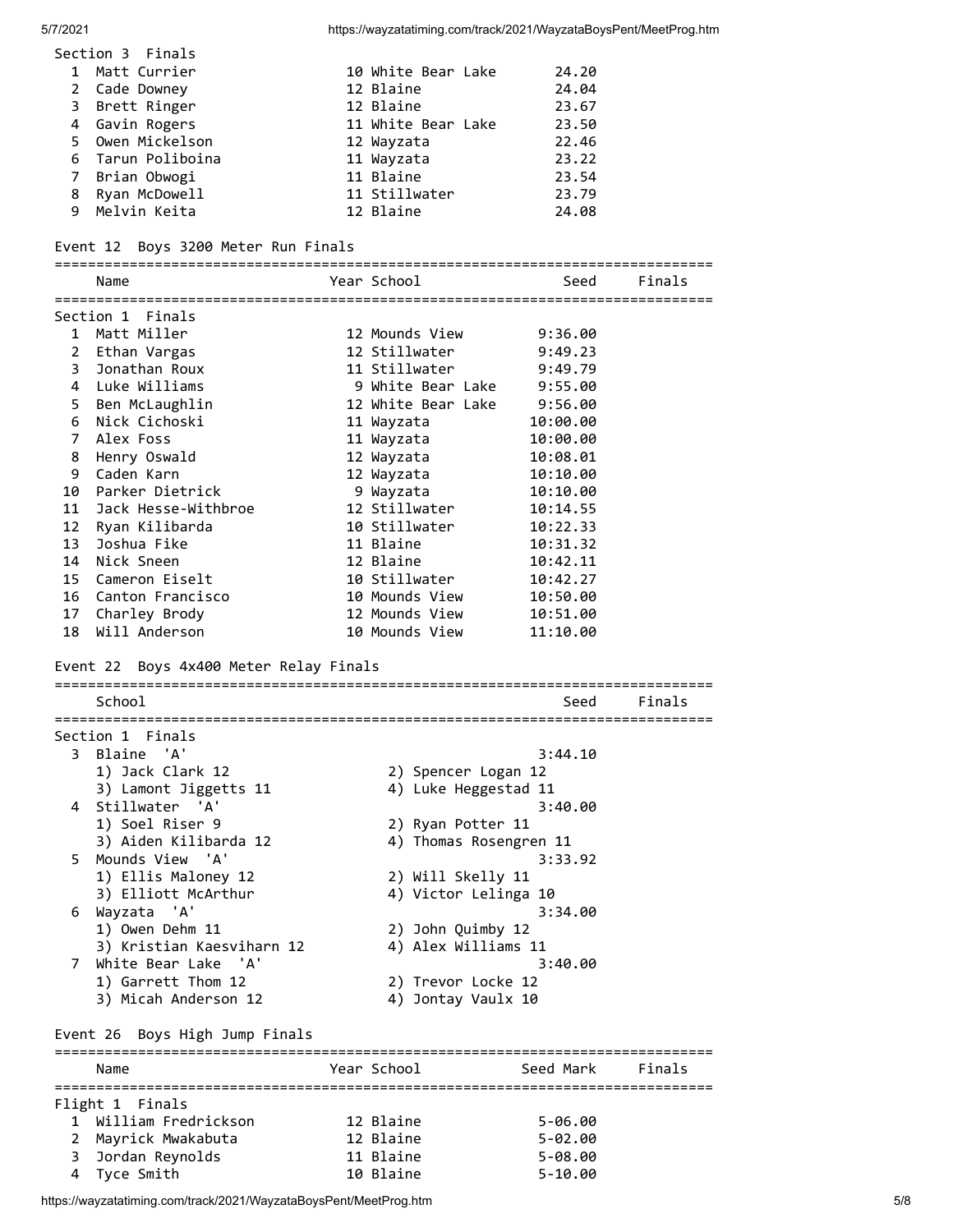Section 3 Finals

| # | Name | Year | School | Seed | Finals |
|---|---|---|---|---|---|
| 1 | Matt Currier | 10 | White Bear Lake | 24.20 | |
| 2 | Cade Downey | 12 | Blaine | 24.04 | |
| 3 | Brett Ringer | 12 | Blaine | 23.67 | |
| 4 | Gavin Rogers | 11 | White Bear Lake | 23.50 | |
| 5 | Owen Mickelson | 12 | Wayzata | 22.46 | |
| 6 | Tarun Poliboina | 11 | Wayzata | 23.22 | |
| 7 | Brian Obwogi | 11 | Blaine | 23.54 | |
| 8 | Ryan McDowell | 11 | Stillwater | 23.79 | |
| 9 | Melvin Keita | 12 | Blaine | 24.08 | |

## Event 12 Boys 3200 Meter Run Finals

Section 1 Finals

| # | Name | Year | School | Seed | Finals |
|---|---|---|---|---|---|
| 1 | Matt Miller | 12 | Mounds View | 9:36.00 | |
| 2 | Ethan Vargas | 12 | Stillwater | 9:49.23 | |
| 3 | Jonathan Roux | 11 | Stillwater | 9:49.79 | |
| 4 | Luke Williams | 9 | White Bear Lake | 9:55.00 | |
| 5 | Ben McLaughlin | 12 | White Bear Lake | 9:56.00 | |
| 6 | Nick Cichoski | 11 | Wayzata | 10:00.00 | |
| 7 | Alex Foss | 11 | Wayzata | 10:00.00 | |
| 8 | Henry Oswald | 12 | Wayzata | 10:08.01 | |
| 9 | Caden Karn | 12 | Wayzata | 10:10.00 | |
| 10 | Parker Dietrick | 9 | Wayzata | 10:10.00 | |
| 11 | Jack Hesse-Withbroe | 12 | Stillwater | 10:14.55 | |
| 12 | Ryan Kilibarda | 10 | Stillwater | 10:22.33 | |
| 13 | Joshua Fike | 11 | Blaine | 10:31.32 | |
| 14 | Nick Sneen | 12 | Blaine | 10:42.11 | |
| 15 | Cameron Eiselt | 10 | Stillwater | 10:42.27 | |
| 16 | Canton Francisco | 10 | Mounds View | 10:50.00 | |
| 17 | Charley Brody | 12 | Mounds View | 10:51.00 | |
| 18 | Will Anderson | 10 | Mounds View | 11:10.00 | |

## Event 22 Boys 4x400 Meter Relay Finals

Section 1 Finals

| # | School | Seed | Finals |
|---|---|---|---|
| 3 | Blaine 'A' | 3:44.10 | |
| | 1) Jack Clark 12; 2) Spencer Logan 12; 3) Lamont Jiggetts 11; 4) Luke Heggestad 11 | | |
| 4 | Stillwater 'A' | 3:40.00 | |
| | 1) Soel Riser 9; 2) Ryan Potter 11; 3) Aiden Kilibarda 12; 4) Thomas Rosengren 11 | | |
| 5 | Mounds View 'A' | 3:33.92 | |
| | 1) Ellis Maloney 12; 2) Will Skelly 11; 3) Elliott McArthur; 4) Victor Lelinga 10 | | |
| 6 | Wayzata 'A' | 3:34.00 | |
| | 1) Owen Dehm 11; 2) John Quimby 12; 3) Kristian Kaesviharn 12; 4) Alex Williams 11 | | |
| 7 | White Bear Lake 'A' | 3:40.00 | |
| | 1) Garrett Thom 12; 2) Trevor Locke 12; 3) Micah Anderson 12; 4) Jontay Vaulx 10 | | |

## Event 26 Boys High Jump Finals

Flight 1 Finals

| # | Name | Year | School | Seed Mark | Finals |
|---|---|---|---|---|---|
| 1 | William Fredrickson | 12 | Blaine | 5-06.00 | |
| 2 | Mayrick Mwakabuta | 12 | Blaine | 5-02.00 | |
| 3 | Jordan Reynolds | 11 | Blaine | 5-08.00 | |
| 4 | Tyce Smith | 10 | Blaine | 5-10.00 | |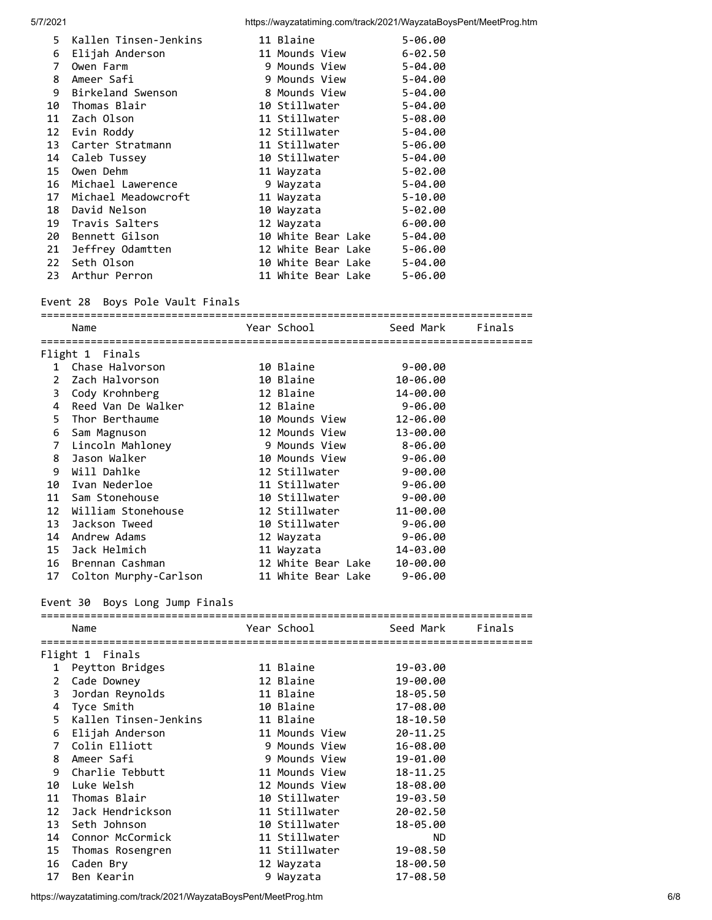| | Name | Year | School | Seed Mark | Finals |
|---|---|---|---|---|---|
| 5 | Kallen Tinsen-Jenkins | 11 | Blaine | 5-06.00 | |
| 6 | Elijah Anderson | 11 | Mounds View | 6-02.50 | |
| 7 | Owen Farm | 9 | Mounds View | 5-04.00 | |
| 8 | Ameer Safi | 9 | Mounds View | 5-04.00 | |
| 9 | Birkeland Swenson | 8 | Mounds View | 5-04.00 | |
| 10 | Thomas Blair | 10 | Stillwater | 5-04.00 | |
| 11 | Zach Olson | 11 | Stillwater | 5-08.00 | |
| 12 | Evin Roddy | 12 | Stillwater | 5-04.00 | |
| 13 | Carter Stratmann | 11 | Stillwater | 5-06.00 | |
| 14 | Caleb Tussey | 10 | Stillwater | 5-04.00 | |
| 15 | Owen Dehm | 11 | Wayzata | 5-02.00 | |
| 16 | Michael Lawerence | 9 | Wayzata | 5-04.00 | |
| 17 | Michael Meadowcroft | 11 | Wayzata | 5-10.00 | |
| 18 | David Nelson | 10 | Wayzata | 5-02.00 | |
| 19 | Travis Salters | 12 | Wayzata | 6-00.00 | |
| 20 | Bennett Gilson | 10 | White Bear Lake | 5-04.00 | |
| 21 | Jeffrey Odamtten | 12 | White Bear Lake | 5-06.00 | |
| 22 | Seth Olson | 10 | White Bear Lake | 5-04.00 | |
| 23 | Arthur Perron | 11 | White Bear Lake | 5-06.00 | |

## Event 28 Boys Pole Vault Finals

Flight 1 Finals

| | Name | Year | School | Seed Mark | Finals |
|---|---|---|---|---|---|
| 1 | Chase Halvorson | 10 | Blaine | 9-00.00 | |
| 2 | Zach Halvorson | 10 | Blaine | 10-06.00 | |
| 3 | Cody Krohnberg | 12 | Blaine | 14-00.00 | |
| 4 | Reed Van De Walker | 12 | Blaine | 9-06.00 | |
| 5 | Thor Berthaume | 10 | Mounds View | 12-06.00 | |
| 6 | Sam Magnuson | 12 | Mounds View | 13-00.00 | |
| 7 | Lincoln Mahloney | 9 | Mounds View | 8-06.00 | |
| 8 | Jason Walker | 10 | Mounds View | 9-06.00 | |
| 9 | Will Dahlke | 12 | Stillwater | 9-00.00 | |
| 10 | Ivan Nederloe | 11 | Stillwater | 9-06.00 | |
| 11 | Sam Stonehouse | 10 | Stillwater | 9-00.00 | |
| 12 | William Stonehouse | 12 | Stillwater | 11-00.00 | |
| 13 | Jackson Tweed | 10 | Stillwater | 9-06.00 | |
| 14 | Andrew Adams | 12 | Wayzata | 9-06.00 | |
| 15 | Jack Helmich | 11 | Wayzata | 14-03.00 | |
| 16 | Brennan Cashman | 12 | White Bear Lake | 10-00.00 | |
| 17 | Colton Murphy-Carlson | 11 | White Bear Lake | 9-06.00 | |

## Event 30 Boys Long Jump Finals

Flight 1 Finals

| | Name | Year | School | Seed Mark | Finals |
|---|---|---|---|---|---|
| 1 | Peytton Bridges | 11 | Blaine | 19-03.00 | |
| 2 | Cade Downey | 12 | Blaine | 19-00.00 | |
| 3 | Jordan Reynolds | 11 | Blaine | 18-05.50 | |
| 4 | Tyce Smith | 10 | Blaine | 17-08.00 | |
| 5 | Kallen Tinsen-Jenkins | 11 | Blaine | 18-10.50 | |
| 6 | Elijah Anderson | 11 | Mounds View | 20-11.25 | |
| 7 | Colin Elliott | 9 | Mounds View | 16-08.00 | |
| 8 | Ameer Safi | 9 | Mounds View | 19-01.00 | |
| 9 | Charlie Tebbutt | 11 | Mounds View | 18-11.25 | |
| 10 | Luke Welsh | 12 | Mounds View | 18-08.00 | |
| 11 | Thomas Blair | 10 | Stillwater | 19-03.50 | |
| 12 | Jack Hendrickson | 11 | Stillwater | 20-02.50 | |
| 13 | Seth Johnson | 10 | Stillwater | 18-05.00 | |
| 14 | Connor McCormick | 11 | Stillwater | ND | |
| 15 | Thomas Rosengren | 11 | Stillwater | 19-08.50 | |
| 16 | Caden Bry | 12 | Wayzata | 18-00.50 | |
| 17 | Ben Kearin | 9 | Wayzata | 17-08.50 | |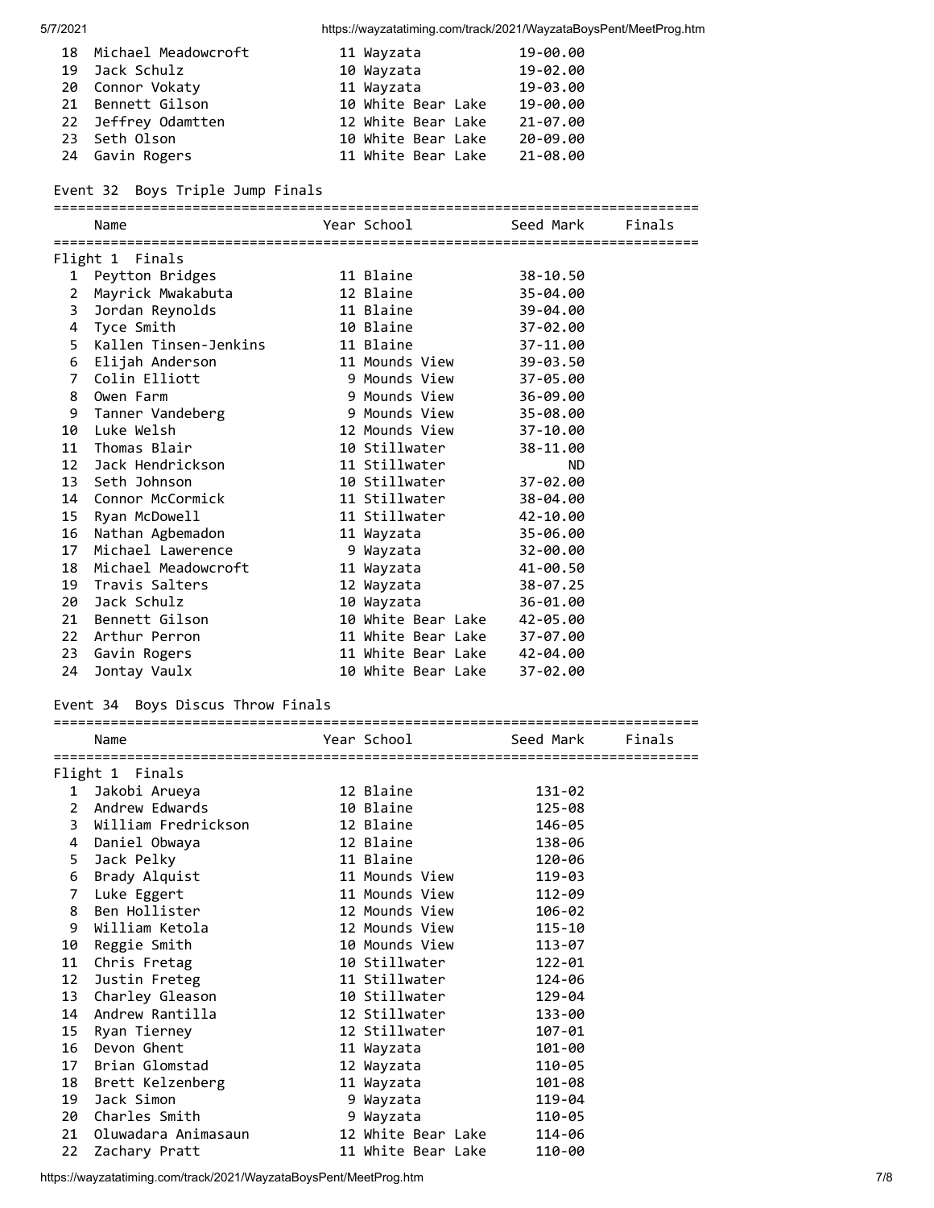| # | Name | Year | School | Seed Mark |
|---|---|---|---|---|
| 18 | Michael Meadowcroft | 11 | Wayzata | 19-00.00 |
| 19 | Jack Schulz | 10 | Wayzata | 19-02.00 |
| 20 | Connor Vokaty | 11 | Wayzata | 19-03.00 |
| 21 | Bennett Gilson | 10 | White Bear Lake | 19-00.00 |
| 22 | Jeffrey Odamtten | 12 | White Bear Lake | 21-07.00 |
| 23 | Seth Olson | 10 | White Bear Lake | 20-09.00 |
| 24 | Gavin Rogers | 11 | White Bear Lake | 21-08.00 |

## Event 32  Boys Triple Jump Finals

Flight 1  Finals

| # | Name | Year | School | Seed Mark | Finals |
|---|---|---|---|---|---|
| 1 | Peytton Bridges | 11 | Blaine | 38-10.50 | |
| 2 | Mayrick Mwakabuta | 12 | Blaine | 35-04.00 | |
| 3 | Jordan Reynolds | 11 | Blaine | 39-04.00 | |
| 4 | Tyce Smith | 10 | Blaine | 37-02.00 | |
| 5 | Kallen Tinsen-Jenkins | 11 | Blaine | 37-11.00 | |
| 6 | Elijah Anderson | 11 | Mounds View | 39-03.50 | |
| 7 | Colin Elliott | 9 | Mounds View | 37-05.00 | |
| 8 | Owen Farm | 9 | Mounds View | 36-09.00 | |
| 9 | Tanner Vandeberg | 9 | Mounds View | 35-08.00 | |
| 10 | Luke Welsh | 12 | Mounds View | 37-10.00 | |
| 11 | Thomas Blair | 10 | Stillwater | 38-11.00 | |
| 12 | Jack Hendrickson | 11 | Stillwater | ND | |
| 13 | Seth Johnson | 10 | Stillwater | 37-02.00 | |
| 14 | Connor McCormick | 11 | Stillwater | 38-04.00 | |
| 15 | Ryan McDowell | 11 | Stillwater | 42-10.00 | |
| 16 | Nathan Agbemadon | 11 | Wayzata | 35-06.00 | |
| 17 | Michael Lawerence | 9 | Wayzata | 32-00.00 | |
| 18 | Michael Meadowcroft | 11 | Wayzata | 41-00.50 | |
| 19 | Travis Salters | 12 | Wayzata | 38-07.25 | |
| 20 | Jack Schulz | 10 | Wayzata | 36-01.00 | |
| 21 | Bennett Gilson | 10 | White Bear Lake | 42-05.00 | |
| 22 | Arthur Perron | 11 | White Bear Lake | 37-07.00 | |
| 23 | Gavin Rogers | 11 | White Bear Lake | 42-04.00 | |
| 24 | Jontay Vaulx | 10 | White Bear Lake | 37-02.00 | |

## Event 34  Boys Discus Throw Finals

Flight 1  Finals

| # | Name | Year | School | Seed Mark | Finals |
|---|---|---|---|---|---|
| 1 | Jakobi Arueya | 12 | Blaine | 131-02 | |
| 2 | Andrew Edwards | 10 | Blaine | 125-08 | |
| 3 | William Fredrickson | 12 | Blaine | 146-05 | |
| 4 | Daniel Obwaya | 12 | Blaine | 138-06 | |
| 5 | Jack Pelky | 11 | Blaine | 120-06 | |
| 6 | Brady Alquist | 11 | Mounds View | 119-03 | |
| 7 | Luke Eggert | 11 | Mounds View | 112-09 | |
| 8 | Ben Hollister | 12 | Mounds View | 106-02 | |
| 9 | William Ketola | 12 | Mounds View | 115-10 | |
| 10 | Reggie Smith | 10 | Mounds View | 113-07 | |
| 11 | Chris Fretag | 10 | Stillwater | 122-01 | |
| 12 | Justin Freteg | 11 | Stillwater | 124-06 | |
| 13 | Charley Gleason | 10 | Stillwater | 129-04 | |
| 14 | Andrew Rantilla | 12 | Stillwater | 133-00 | |
| 15 | Ryan Tierney | 12 | Stillwater | 107-01 | |
| 16 | Devon Ghent | 11 | Wayzata | 101-00 | |
| 17 | Brian Glomstad | 12 | Wayzata | 110-05 | |
| 18 | Brett Kelzenberg | 11 | Wayzata | 101-08 | |
| 19 | Jack Simon | 9 | Wayzata | 119-04 | |
| 20 | Charles Smith | 9 | Wayzata | 110-05 | |
| 21 | Oluwadara Animasaun | 12 | White Bear Lake | 114-06 | |
| 22 | Zachary Pratt | 11 | White Bear Lake | 110-00 | |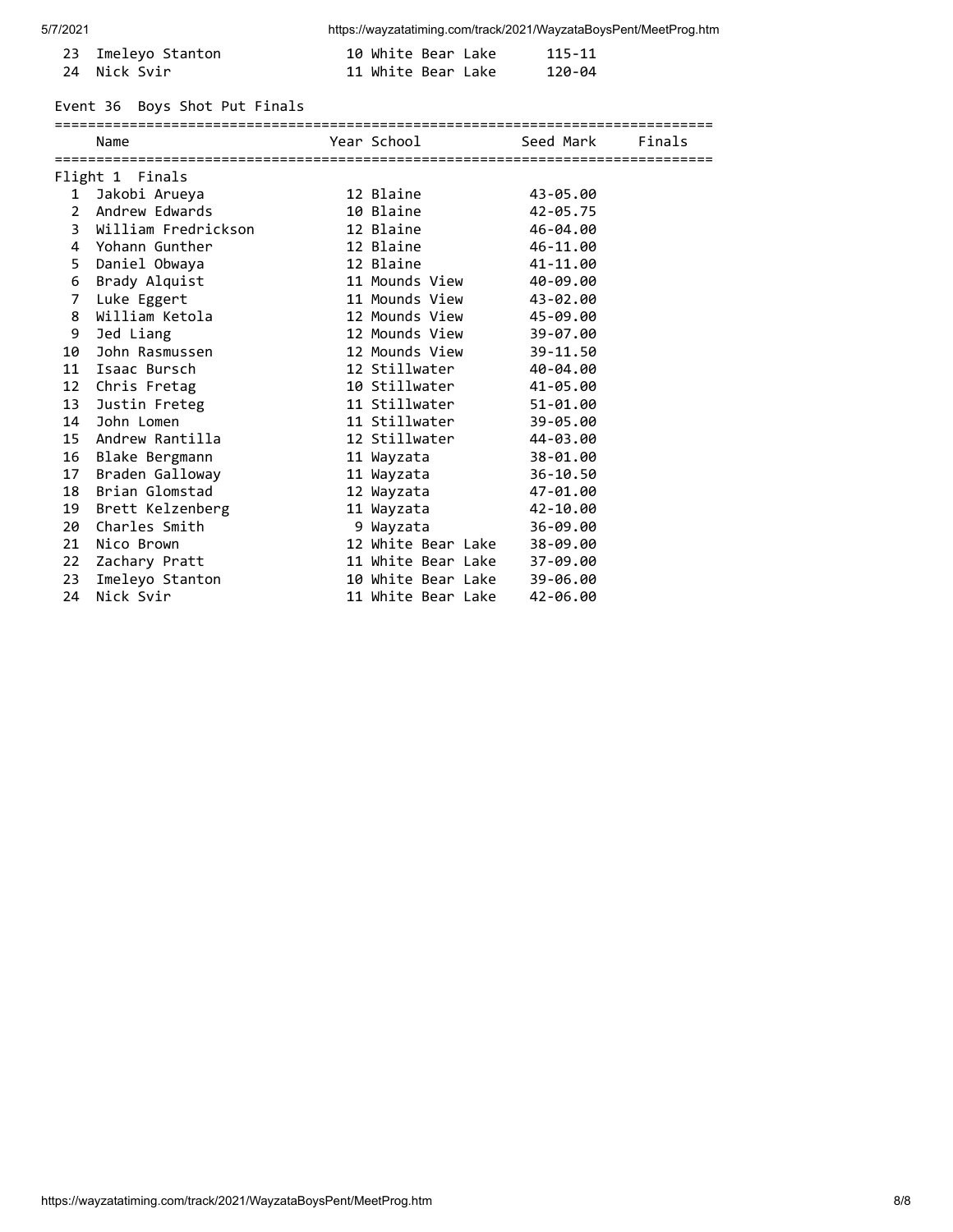| | | | | |
|---|---|---|---|---|
| 23 | Imeleyo Stanton | 10 | White Bear Lake | 115-11 |
| 24 | Nick Svir | 11 | White Bear Lake | 120-04 |

## Event 36 Boys Shot Put Finals

| | Name | Year | School | Seed Mark | Finals |
|---|---|---|---|---|---|
| **Flight 1 Finals** | | | | | |
| 1 | Jakobi Arueya | 12 | Blaine | 43-05.00 | |
| 2 | Andrew Edwards | 10 | Blaine | 42-05.75 | |
| 3 | William Fredrickson | 12 | Blaine | 46-04.00 | |
| 4 | Yohann Gunther | 12 | Blaine | 46-11.00 | |
| 5 | Daniel Obwaya | 12 | Blaine | 41-11.00 | |
| 6 | Brady Alquist | 11 | Mounds View | 40-09.00 | |
| 7 | Luke Eggert | 11 | Mounds View | 43-02.00 | |
| 8 | William Ketola | 12 | Mounds View | 45-09.00 | |
| 9 | Jed Liang | 12 | Mounds View | 39-07.00 | |
| 10 | John Rasmussen | 12 | Mounds View | 39-11.50 | |
| 11 | Isaac Bursch | 12 | Stillwater | 40-04.00 | |
| 12 | Chris Fretag | 10 | Stillwater | 41-05.00 | |
| 13 | Justin Freteg | 11 | Stillwater | 51-01.00 | |
| 14 | John Lomen | 11 | Stillwater | 39-05.00 | |
| 15 | Andrew Rantilla | 12 | Stillwater | 44-03.00 | |
| 16 | Blake Bergmann | 11 | Wayzata | 38-01.00 | |
| 17 | Braden Galloway | 11 | Wayzata | 36-10.50 | |
| 18 | Brian Glomstad | 12 | Wayzata | 47-01.00 | |
| 19 | Brett Kelzenberg | 11 | Wayzata | 42-10.00 | |
| 20 | Charles Smith | 9 | Wayzata | 36-09.00 | |
| 21 | Nico Brown | 12 | White Bear Lake | 38-09.00 | |
| 22 | Zachary Pratt | 11 | White Bear Lake | 37-09.00 | |
| 23 | Imeleyo Stanton | 10 | White Bear Lake | 39-06.00 | |
| 24 | Nick Svir | 11 | White Bear Lake | 42-06.00 | |